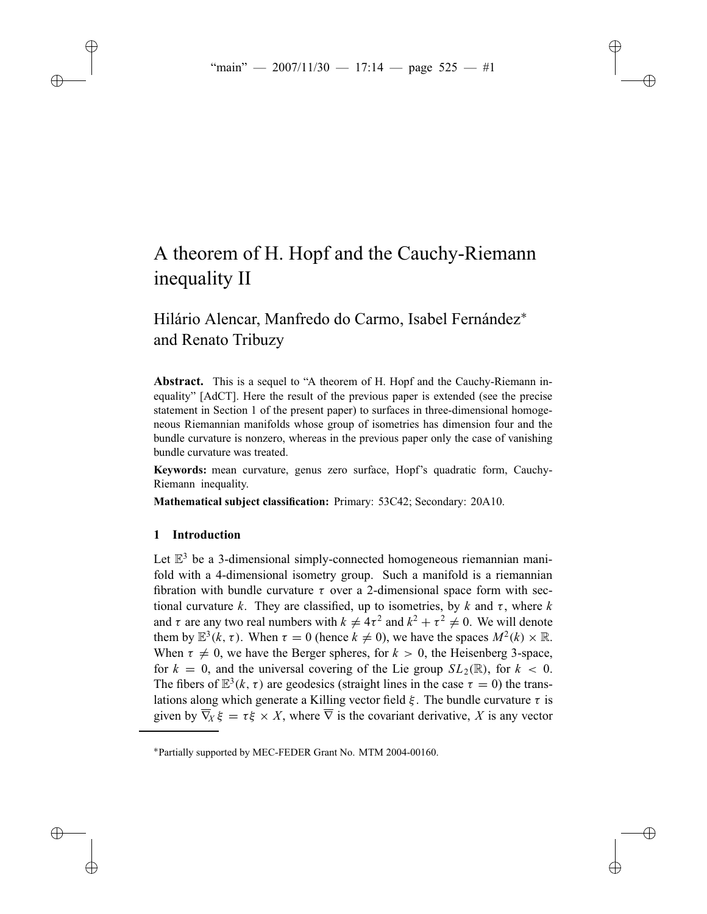# A theorem of H. Hopf and the Cauchy-Riemann inequality II

Hilário Alencar, Manfredo do Carmo, Isabel Fernández* and Renato Tribuzy

**Abstract.** This is a sequel to "A theorem of H. Hopf and the Cauchy-Riemann inequality" [AdCT]. Here the result of the previous paper is extended (see the precise statement in Section 1 of the present paper) to surfaces in three-dimensional homogeneous Riemannian manifolds whose group of isometries has dimension four and the bundle curvature is nonzero, whereas in the previous paper only the case of vanishing bundle curvature was treated.

**Keywords:** mean curvature, genus zero surface, Hopf's quadratic form, Cauchy-Riemann inequality.

**Mathematical subject classification:** Primary: 53C42; Secondary: 20A10.

## 1 Introduction

Let $\mathbb{E}^3$ be a 3-dimensional simply-connected homogeneous riemannian manifold with a 4-dimensional isometry group. Such a manifold is a riemannian fibration with bundle curvature $\tau$ over a 2-dimensional space form with sectional curvature $k$. They are classified, up to isometries, by $k$ and $\tau$, where $k$ and $\tau$ are any two real numbers with $k \neq 4\tau^2$ and $k^2 + \tau^2 \neq 0$. We will denote them by $\mathbb{E}^3(k, \tau)$. When $\tau = 0$ (hence $k \neq 0$), we have the spaces $M^2(k) \times \mathbb{R}$. When $\tau \neq 0$, we have the Berger spheres, for $k > 0$, the Heisenberg 3-space, for $k = 0$, and the universal covering of the Lie group $SL_2(\mathbb{R})$, for $k < 0$. The fibers of $\mathbb{E}^3(k, \tau)$ are geodesics (straight lines in the case $\tau = 0$) the translations along which generate a Killing vector field $\xi$. The bundle curvature $\tau$ is given by $\overline{\nabla}_X \xi = \tau \xi \times X$, where $\overline{\nabla}$ is the covariant derivative, $X$ is any vector

*Partially supported by MEC-FEDER Grant No. MTM 2004-00160.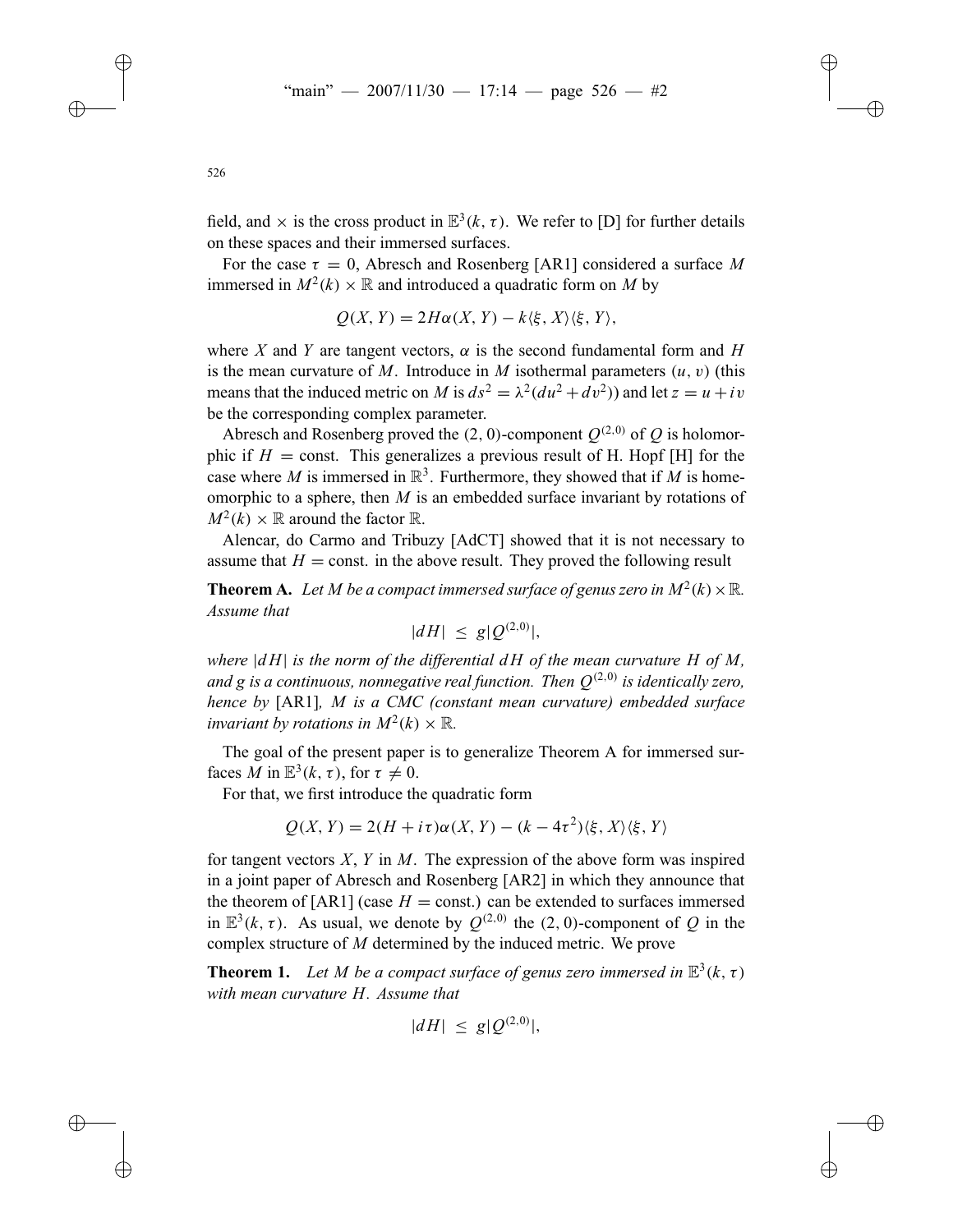field, and $\times$ is the cross product in $\mathbb{E}^3(k, \tau)$. We refer to [D] for further details on these spaces and their immersed surfaces.

For the case $\tau = 0$, Abresch and Rosenberg [AR1] considered a surface $M$ immersed in $M^2(k) \times \mathbb{R}$ and introduced a quadratic form on $M$ by

$$Q(X, Y) = 2H\alpha(X, Y) - k\langle \xi, X\rangle\langle \xi, Y\rangle,$$

where $X$ and $Y$ are tangent vectors, $\alpha$ is the second fundamental form and $H$ is the mean curvature of $M$. Introduce in $M$ isothermal parameters $(u, v)$ (this means that the induced metric on $M$ is $ds^2 = \lambda^2(du^2 + dv^2)$) and let $z = u + iv$ be the corresponding complex parameter.

Abresch and Rosenberg proved the $(2, 0)$-component $Q^{(2,0)}$ of $Q$ is holomorphic if $H = \text{const}$. This generalizes a previous result of H. Hopf [H] for the case where $M$ is immersed in $\mathbb{R}^3$. Furthermore, they showed that if $M$ is homeomorphic to a sphere, then $M$ is an embedded surface invariant by rotations of $M^2(k) \times \mathbb{R}$ around the factor $\mathbb{R}$.

Alencar, do Carmo and Tribuzy [AdCT] showed that it is not necessary to assume that $H = \text{const.}$ in the above result. They proved the following result

**Theorem A.** *Let $M$ be a compact immersed surface of genus zero in $M^2(k) \times \mathbb{R}$. Assume that*

$$|dH| \leq g|Q^{(2,0)}|,$$

*where $|dH|$ is the norm of the differential $dH$ of the mean curvature $H$ of $M$, and $g$ is a continuous, nonnegative real function. Then $Q^{(2,0)}$ is identically zero, hence by* [AR1]*, $M$ is a CMC (constant mean curvature) embedded surface invariant by rotations in $M^2(k) \times \mathbb{R}$.*

The goal of the present paper is to generalize Theorem A for immersed surfaces $M$ in $\mathbb{E}^3(k, \tau)$, for $\tau \neq 0$.

For that, we first introduce the quadratic form

$$Q(X, Y) = 2(H + i\tau)\alpha(X, Y) - (k - 4\tau^2)\langle \xi, X\rangle\langle \xi, Y\rangle$$

for tangent vectors $X$, $Y$ in $M$. The expression of the above form was inspired in a joint paper of Abresch and Rosenberg [AR2] in which they announce that the theorem of [AR1] (case $H = \text{const.}$) can be extended to surfaces immersed in $\mathbb{E}^3(k, \tau)$. As usual, we denote by $Q^{(2,0)}$ the $(2, 0)$-component of $Q$ in the complex structure of $M$ determined by the induced metric. We prove

**Theorem 1.** *Let $M$ be a compact surface of genus zero immersed in $\mathbb{E}^3(k, \tau)$ with mean curvature $H$. Assume that*

$$|dH| \leq g|Q^{(2,0)}|,$$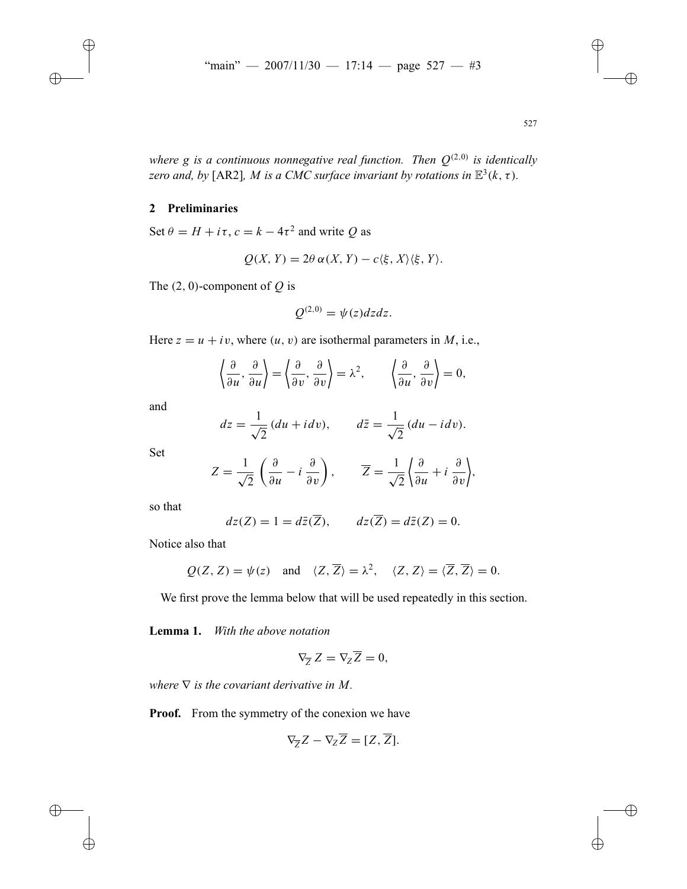*where $g$ is a continuous nonnegative real function. Then $Q^{(2,0)}$ is identically zero and, by* [AR2]*, $M$ is a CMC surface invariant by rotations in $\mathbb{E}^3(k,\tau)$.*

## 2 Preliminaries

Set $\theta = H + i\tau$, $c = k - 4\tau^2$ and write $Q$ as

$$Q(X,Y) = 2\theta\,\alpha(X,Y) - c\langle\xi, X\rangle\langle\xi, Y\rangle.$$

The $(2,0)$-component of $Q$ is

$$Q^{(2,0)} = \psi(z)dzdz.$$

Here $z = u + iv$, where $(u,v)$ are isothermal parameters in $M$, i.e.,

$$\left\langle \frac{\partial}{\partial u}, \frac{\partial}{\partial u}\right\rangle = \left\langle \frac{\partial}{\partial v}, \frac{\partial}{\partial v}\right\rangle = \lambda^2, \qquad \left\langle \frac{\partial}{\partial u}, \frac{\partial}{\partial v}\right\rangle = 0,$$

and

$$dz = \frac{1}{\sqrt{2}}(du + idv), \qquad d\bar{z} = \frac{1}{\sqrt{2}}(du - idv).$$

Set

$$Z = \frac{1}{\sqrt{2}}\left(\frac{\partial}{\partial u} - i\frac{\partial}{\partial v}\right), \qquad \overline{Z} = \frac{1}{\sqrt{2}}\left\langle\frac{\partial}{\partial u} + i\frac{\partial}{\partial v}\right\rangle,$$

so that

$$dz(Z) = 1 = d\bar{z}(\overline{Z}), \qquad dz(\overline{Z}) = d\bar{z}(Z) = 0.$$

Notice also that

$$Q(Z,Z) = \psi(z) \quad \text{and} \quad \langle Z, \overline{Z}\rangle = \lambda^2, \quad \langle Z, Z\rangle = \langle \overline{Z}, \overline{Z}\rangle = 0.$$

We first prove the lemma below that will be used repeatedly in this section.

**Lemma 1.** *With the above notation*

$$\nabla_{\overline{Z}} Z = \nabla_Z \overline{Z} = 0,$$

*where $\nabla$ is the covariant derivative in $M$.*

**Proof.** From the symmetry of the conexion we have

$$\nabla_{\overline{Z}} Z - \nabla_Z \overline{Z} = [Z, \overline{Z}].$$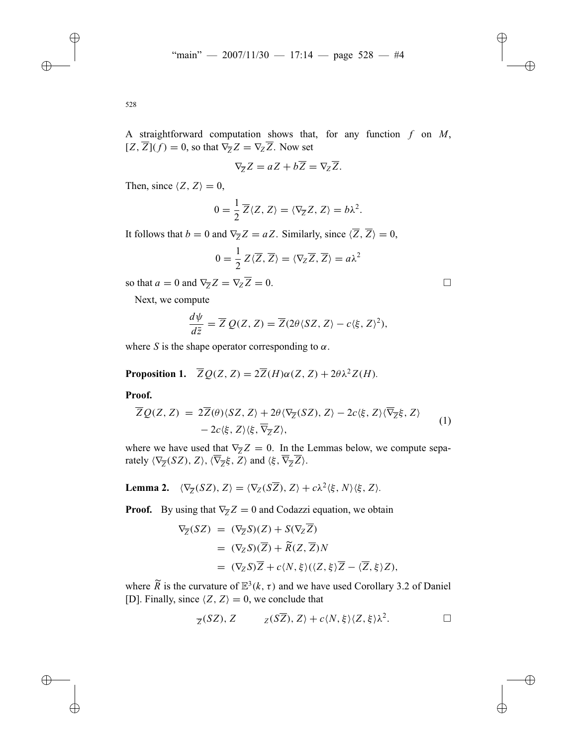A straightforward computation shows that, for any function $f$ on $M$, $[Z, \overline{Z}](f) = 0$, so that $\nabla_{\overline{Z}} Z = \nabla_Z \overline{Z}$. Now set

$$\nabla_{\overline{Z}} Z = aZ + b\overline{Z} = \nabla_Z \overline{Z}.$$

Then, since $\langle Z, Z \rangle = 0$,

$$0 = \frac{1}{2}\,\overline{Z}\langle Z, Z\rangle = \langle \nabla_{\overline{Z}} Z, Z\rangle = b\lambda^2.$$

It follows that $b = 0$ and $\nabla_{\overline{Z}} Z = aZ$. Similarly, since $\langle \overline{Z}, \overline{Z}\rangle = 0$,

$$0 = \frac{1}{2}\, Z\langle \overline{Z}, \overline{Z}\rangle = \langle \nabla_Z \overline{Z}, \overline{Z}\rangle = a\lambda^2$$

so that $a = 0$ and $\nabla_{\overline{Z}} Z = \nabla_Z \overline{Z} = 0$. □

Next, we compute

$$\frac{d\psi}{d\bar{z}} = \overline{Z}\, Q(Z, Z) = \overline{Z}(2\theta\langle SZ, Z\rangle - c\langle \xi, Z\rangle^2),$$

where $S$ is the shape operator corresponding to $\alpha$.

**Proposition 1.** $\overline{Z}Q(Z, Z) = 2\overline{Z}(H)\alpha(Z, Z) + 2\theta\lambda^2 Z(H)$.

**Proof.**

$$\begin{aligned} \overline{Z}Q(Z, Z) \;=\; & 2\overline{Z}(\theta)\langle SZ, Z\rangle + 2\theta\langle \nabla_{\overline{Z}}(SZ), Z\rangle - 2c\langle \xi, Z\rangle\langle \overline{\nabla}_{\overline{Z}}\xi, Z\rangle \\ & - 2c\langle \xi, Z\rangle\langle \xi, \overline{\nabla}_{\overline{Z}} Z\rangle, \end{aligned} \tag{1}$$

where we have used that $\nabla_{\overline{Z}} Z = 0$. In the Lemmas below, we compute separately $\langle \nabla_{\overline{Z}}(SZ), Z\rangle$, $\langle \overline{\nabla}_{\overline{Z}}\xi, Z\rangle$ and $\langle \xi, \overline{\nabla}_{\overline{Z}}\overline{Z}\rangle$.

**Lemma 2.** $\langle \nabla_{\overline{Z}}(SZ), Z\rangle = \langle \nabla_Z(S\overline{Z}), Z\rangle + c\lambda^2\langle \xi, N\rangle\langle \xi, Z\rangle$.

**Proof.** By using that $\nabla_{\overline{Z}} Z = 0$ and Codazzi equation, we obtain

$$\begin{aligned} \nabla_{\overline{Z}}(SZ) \;&=\; (\nabla_{\overline{Z}} S)(Z) + S(\nabla_Z \overline{Z}) \\ &=\; (\nabla_Z S)(\overline{Z}) + \widetilde{R}(Z, \overline{Z})N \\ &=\; (\nabla_Z S)\overline{Z} + c\langle N, \xi\rangle(\langle Z, \xi\rangle\overline{Z} - \langle \overline{Z}, \xi\rangle Z), \end{aligned}$$

where $\widetilde{R}$ is the curvature of $\mathbb{E}^3(k, \tau)$ and we have used Corollary 3.2 of Daniel [D]. Finally, since $\langle Z, Z\rangle = 0$, we conclude that

$$\ _{\overline{Z}}(SZ), Z \qquad _Z(S\overline{Z}), Z\rangle + c\langle N, \xi\rangle\langle Z, \xi\rangle\lambda^2. \qquad \square$$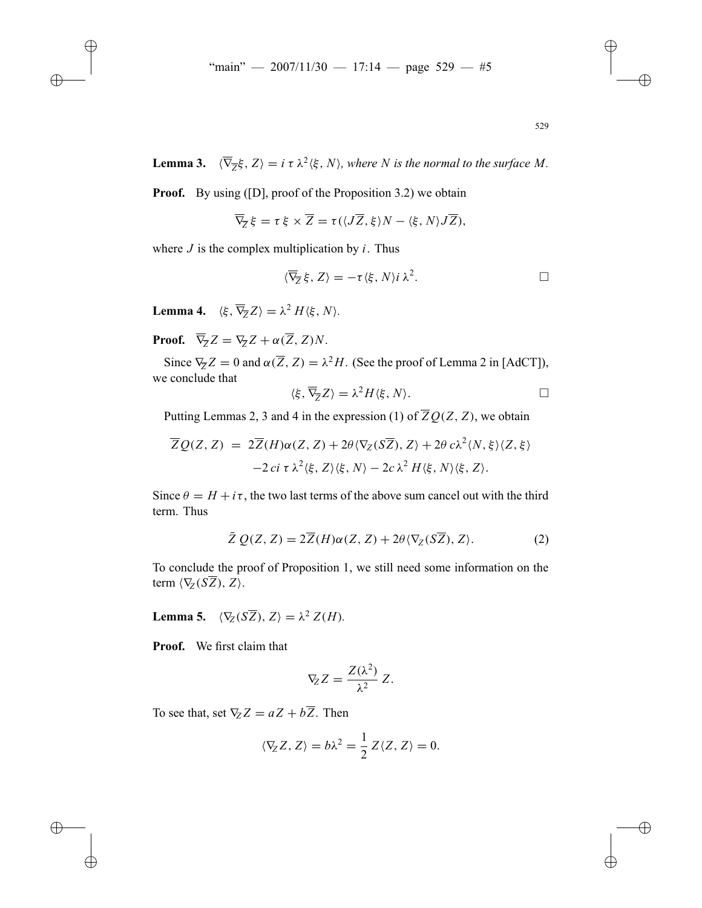**Lemma 3.** $\langle \overline{\nabla}_{\overline{Z}}\xi, Z\rangle = i\,\tau\,\lambda^2\langle \xi, N\rangle$, *where $N$ is the normal to the surface $M$.*

**Proof.** By using ([D], proof of the Proposition 3.2) we obtain

$$\overline{\nabla}_{\overline{Z}}\,\xi = \tau\,\xi \times \overline{Z} = \tau(\langle J\overline{Z}, \xi\rangle N - \langle \xi, N\rangle J\overline{Z}),$$

where $J$ is the complex multiplication by $i$. Thus

$$\langle \overline{\nabla}_{\overline{Z}}\,\xi, Z\rangle = -\tau\langle \xi, N\rangle i\,\lambda^2. \qquad \square$$

**Lemma 4.** $\langle \xi, \overline{\nabla}_{\overline{Z}} Z\rangle = \lambda^2\, H\langle \xi, N\rangle$.

**Proof.** $\overline{\nabla}_{\overline{Z}} Z = \nabla_{\overline{Z}} Z + \alpha(\overline{Z}, Z)N$.

Since $\nabla_{\overline{Z}} Z = 0$ and $\alpha(\overline{Z}, Z) = \lambda^2 H$. (See the proof of Lemma 2 in [AdCT]), we conclude that

$$\langle \xi, \overline{\nabla}_{\overline{Z}} Z\rangle = \lambda^2 H\langle \xi, N\rangle. \qquad \square$$

Putting Lemmas 2, 3 and 4 in the expression (1) of $\overline{Z}Q(Z, Z)$, we obtain

$$\begin{aligned}\overline{Z}Q(Z, Z) \;=\; & 2\overline{Z}(H)\alpha(Z, Z) + 2\theta\langle \nabla_Z(S\overline{Z}), Z\rangle + 2\theta\, c\lambda^2\langle N, \xi\rangle\langle Z, \xi\rangle \\ & -2\,ci\,\tau\,\lambda^2\langle \xi, Z\rangle\langle \xi, N\rangle - 2c\,\lambda^2\, H\langle \xi, N\rangle\langle \xi, Z\rangle.\end{aligned}$$

Since $\theta = H + i\tau$, the two last terms of the above sum cancel out with the third term. Thus

$$\bar{Z}\,Q(Z, Z) = 2\overline{Z}(H)\alpha(Z, Z) + 2\theta\langle \nabla_Z(S\overline{Z}), Z\rangle. \tag{2}$$

To conclude the proof of Proposition 1, we still need some information on the term $\langle \nabla_Z(S\overline{Z}), Z\rangle$.

**Lemma 5.** $\langle \nabla_Z(S\overline{Z}), Z\rangle = \lambda^2\, Z(H)$.

**Proof.** We first claim that

$$\nabla_Z Z = \frac{Z(\lambda^2)}{\lambda^2}\, Z.$$

To see that, set $\nabla_Z Z = aZ + b\overline{Z}$. Then

$$\langle \nabla_Z Z, Z\rangle = b\lambda^2 = \frac{1}{2}\, Z\langle Z, Z\rangle = 0.$$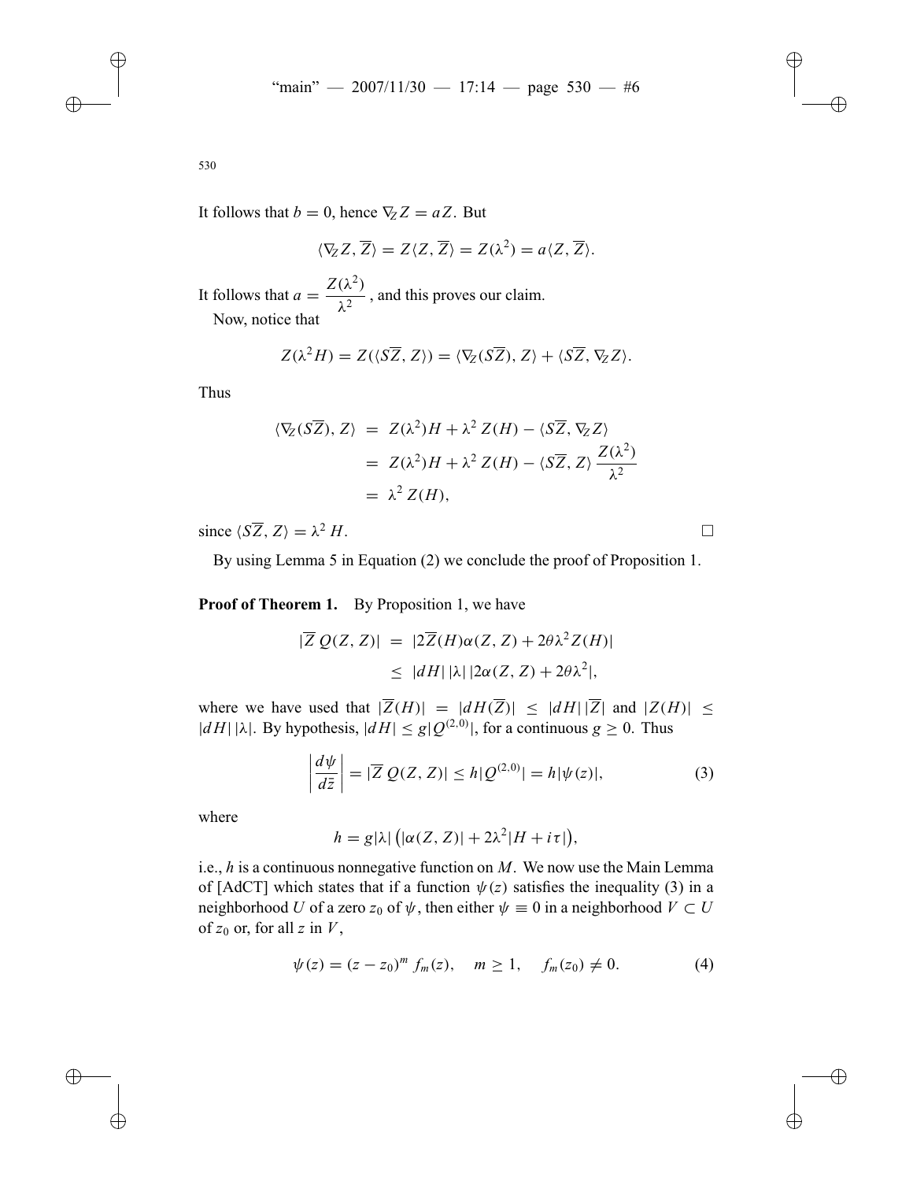It follows that $b = 0$, hence $\nabla_Z Z = aZ$. But

$$\langle \nabla_Z Z, \overline{Z} \rangle = Z\langle Z, \overline{Z} \rangle = Z(\lambda^2) = a\langle Z, \overline{Z} \rangle.$$

It follows that $a = \dfrac{Z(\lambda^2)}{\lambda^2}$, and this proves our claim.

Now, notice that

$$Z(\lambda^2 H) = Z(\langle S\overline{Z}, Z \rangle) = \langle \nabla_Z(S\overline{Z}), Z \rangle + \langle S\overline{Z}, \nabla_Z Z \rangle.$$

Thus

$$\begin{aligned}
\langle \nabla_Z(S\overline{Z}), Z \rangle &= Z(\lambda^2)H + \lambda^2 Z(H) - \langle S\overline{Z}, \nabla_Z Z \rangle \\
&= Z(\lambda^2)H + \lambda^2 Z(H) - \langle S\overline{Z}, Z \rangle \frac{Z(\lambda^2)}{\lambda^2} \\
&= \lambda^2 Z(H),
\end{aligned}$$

since $\langle S\overline{Z}, Z \rangle = \lambda^2 H$. $\square$

By using Lemma 5 in Equation (2) we conclude the proof of Proposition 1.

**Proof of Theorem 1.** By Proposition 1, we have

$$\begin{aligned}
|\overline{Z}\, Q(Z, Z)| &= |2\overline{Z}(H)\alpha(Z, Z) + 2\theta\lambda^2 Z(H)| \\
&\leq |dH|\,|\lambda|\,|2\alpha(Z, Z) + 2\theta\lambda^2|,
\end{aligned}$$

where we have used that $|\overline{Z}(H)| = |dH(\overline{Z})| \leq |dH|\,|\overline{Z}|$ and $|Z(H)| \leq |dH|\,|\lambda|$. By hypothesis, $|dH| \leq g|Q^{(2,0)}|$, for a continuous $g \geq 0$. Thus

$$\left|\frac{d\psi}{d\bar{z}}\right| = |\overline{Z}\, Q(Z, Z)| \leq h|Q^{(2,0)}| = h|\psi(z)|, \tag{3}$$

where

$$h = g|\lambda|\left(|\alpha(Z, Z)| + 2\lambda^2|H + i\tau|\right),$$

i.e., $h$ is a continuous nonnegative function on $M$. We now use the Main Lemma of [AdCT] which states that if a function $\psi(z)$ satisfies the inequality (3) in a neighborhood $U$ of a zero $z_0$ of $\psi$, then either $\psi \equiv 0$ in a neighborhood $V \subset U$ of $z_0$ or, for all $z$ in $V$,

$$\psi(z) = (z - z_0)^m f_m(z), \quad m \geq 1, \quad f_m(z_0) \neq 0. \tag{4}$$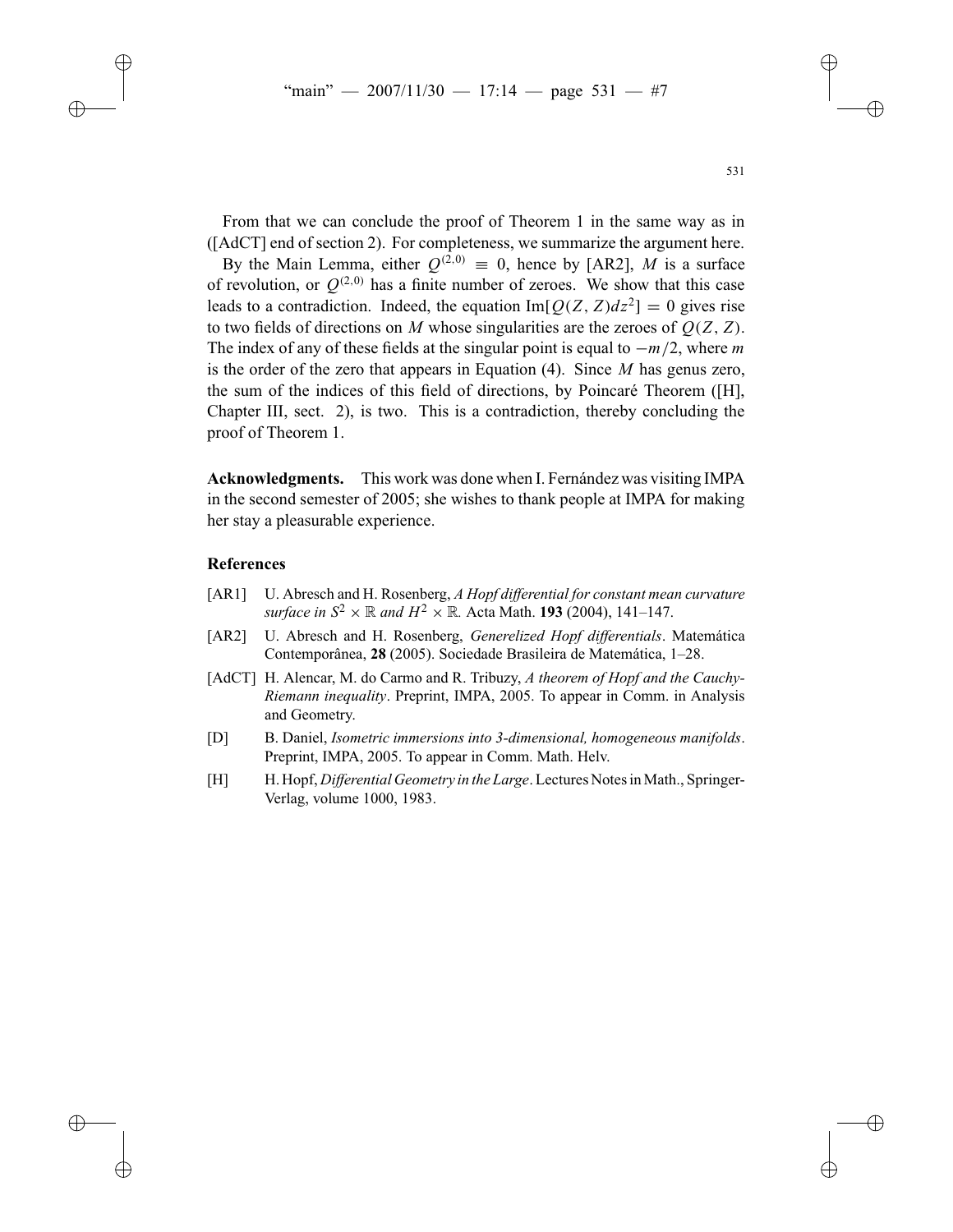From that we can conclude the proof of Theorem 1 in the same way as in ([AdCT] end of section 2). For completeness, we summarize the argument here.

By the Main Lemma, either $Q^{(2,0)} \equiv 0$, hence by [AR2], $M$ is a surface of revolution, or $Q^{(2,0)}$ has a finite number of zeroes. We show that this case leads to a contradiction. Indeed, the equation $\mathrm{Im}[Q(Z,Z)dz^2] = 0$ gives rise to two fields of directions on $M$ whose singularities are the zeroes of $Q(Z,Z)$. The index of any of these fields at the singular point is equal to $-m/2$, where $m$ is the order of the zero that appears in Equation (4). Since $M$ has genus zero, the sum of the indices of this field of directions, by Poincaré Theorem ([H], Chapter III, sect. 2), is two. This is a contradiction, thereby concluding the proof of Theorem 1.

**Acknowledgments.** This work was done when I. Fernández was visiting IMPA in the second semester of 2005; she wishes to thank people at IMPA for making her stay a pleasurable experience.

### References

- [AR1] U. Abresch and H. Rosenberg, *A Hopf differential for constant mean curvature surface in $S^2 \times \mathbb{R}$ and $H^2 \times \mathbb{R}$.* Acta Math. **193** (2004), 141–147.
- [AR2] U. Abresch and H. Rosenberg, *Generelized Hopf differentials*. Matemática Contemporânea, **28** (2005). Sociedade Brasileira de Matemática, 1–28.
- [AdCT] H. Alencar, M. do Carmo and R. Tribuzy, *A theorem of Hopf and the Cauchy-Riemann inequality*. Preprint, IMPA, 2005. To appear in Comm. in Analysis and Geometry.
- [D] B. Daniel, *Isometric immersions into 3-dimensional, homogeneous manifolds*. Preprint, IMPA, 2005. To appear in Comm. Math. Helv.
- [H] H. Hopf, *Differential Geometry in the Large*. Lectures Notes in Math., Springer-Verlag, volume 1000, 1983.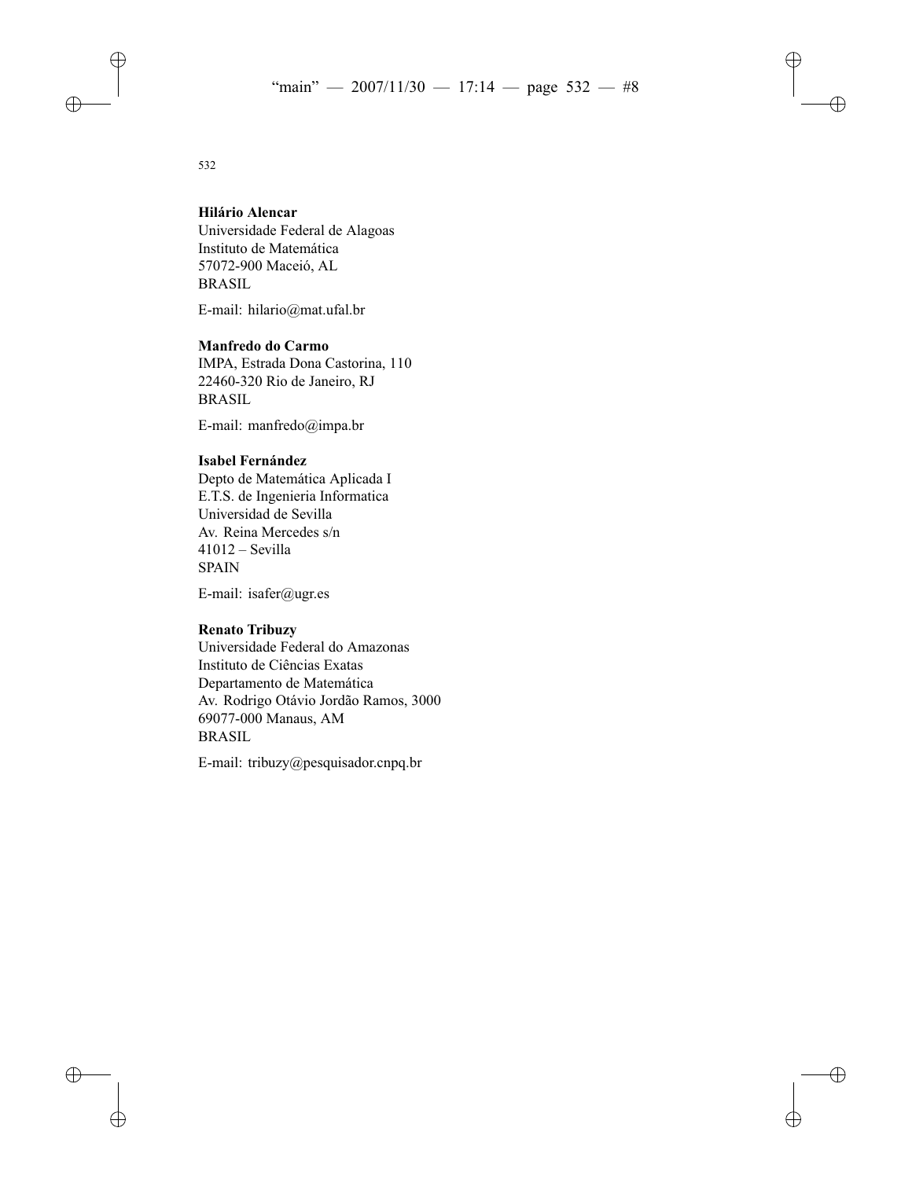**Hilário Alencar**
Universidade Federal de Alagoas
Instituto de Matemática
57072-900 Maceió, AL
BRASIL

E-mail: hilario@mat.ufal.br

**Manfredo do Carmo**
IMPA, Estrada Dona Castorina, 110
22460-320 Rio de Janeiro, RJ
BRASIL

E-mail: manfredo@impa.br

**Isabel Fernández**
Depto de Matemática Aplicada I
E.T.S. de Ingenieria Informatica
Universidad de Sevilla
Av. Reina Mercedes s/n
41012 – Sevilla
SPAIN

E-mail: isafer@ugr.es

**Renato Tribuzy**
Universidade Federal do Amazonas
Instituto de Ciências Exatas
Departamento de Matemática
Av. Rodrigo Otávio Jordão Ramos, 3000
69077-000 Manaus, AM
BRASIL

E-mail: tribuzy@pesquisador.cnpq.br